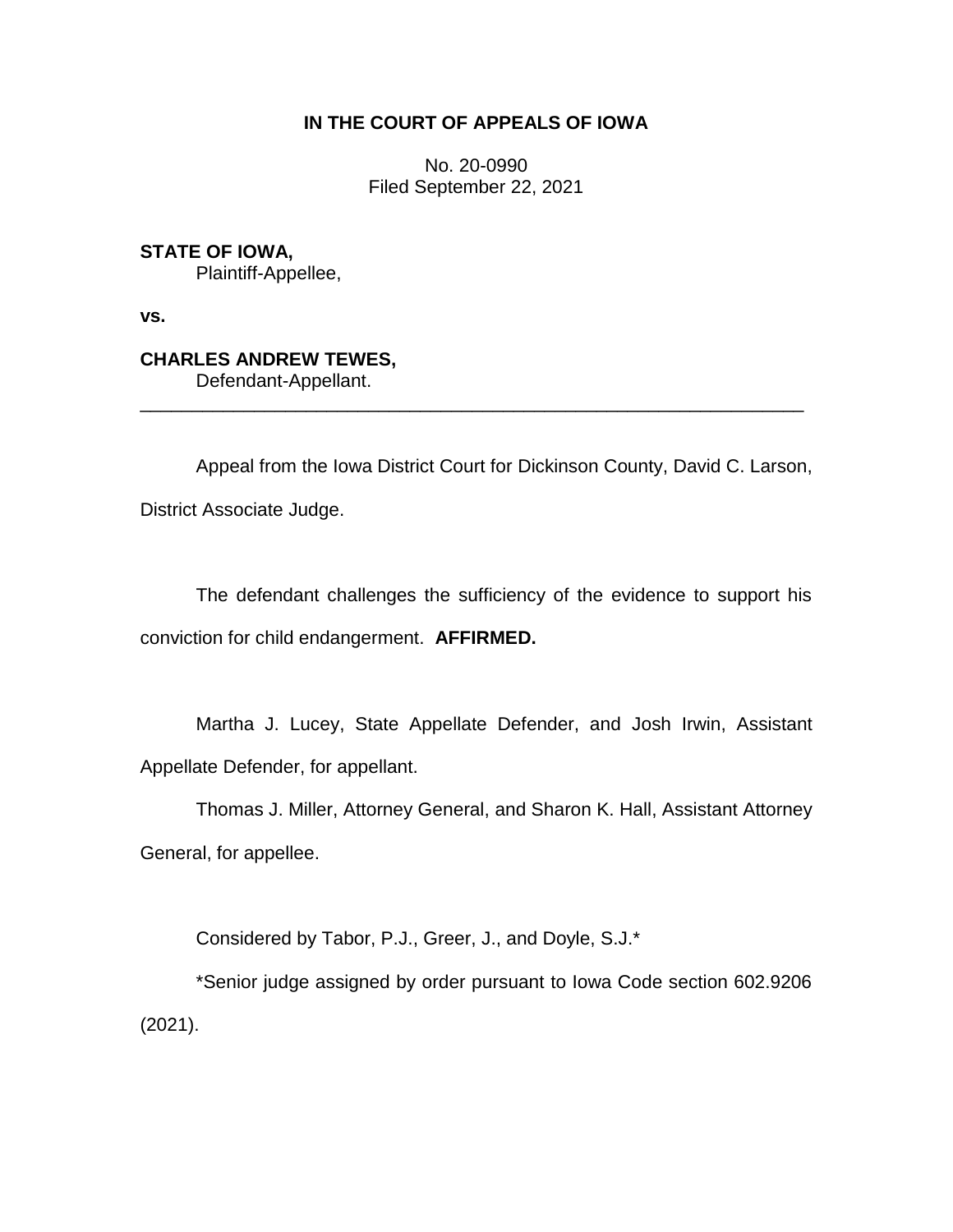**IN THE COURT OF APPEALS OF IOWA**

No. 20-0990
Filed September 22, 2021

**STATE OF IOWA,**
Plaintiff-Appellee,

**vs.**

**CHARLES ANDREW TEWES,**
Defendant-Appellant.

---

Appeal from the Iowa District Court for Dickinson County, David C. Larson, District Associate Judge.

The defendant challenges the sufficiency of the evidence to support his conviction for child endangerment. **AFFIRMED.**

Martha J. Lucey, State Appellate Defender, and Josh Irwin, Assistant Appellate Defender, for appellant.

Thomas J. Miller, Attorney General, and Sharon K. Hall, Assistant Attorney General, for appellee.

Considered by Tabor, P.J., Greer, J., and Doyle, S.J.*

*Senior judge assigned by order pursuant to Iowa Code section 602.9206 (2021).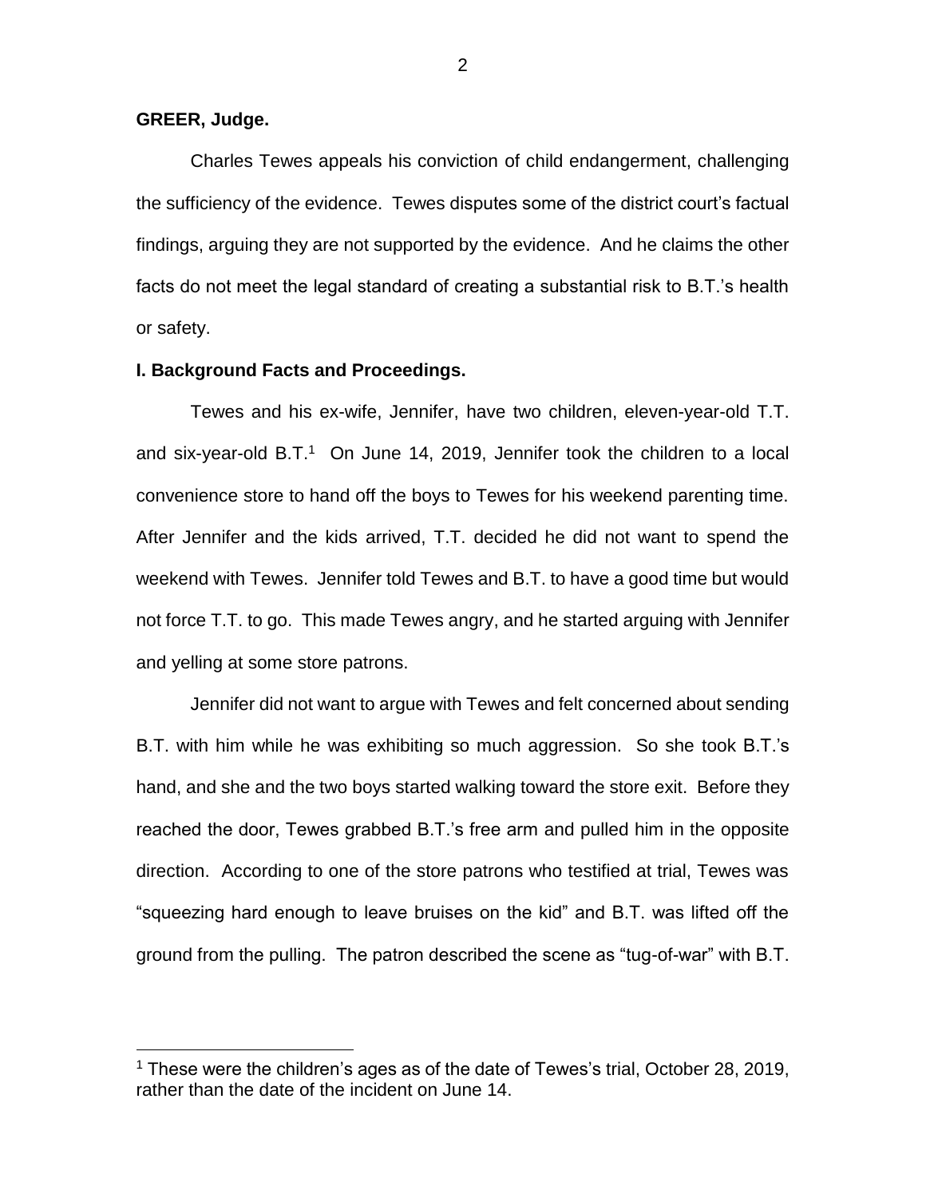**GREER, Judge.**

Charles Tewes appeals his conviction of child endangerment, challenging the sufficiency of the evidence. Tewes disputes some of the district court's factual findings, arguing they are not supported by the evidence. And he claims the other facts do not meet the legal standard of creating a substantial risk to B.T.'s health or safety.

**I. Background Facts and Proceedings.**

Tewes and his ex-wife, Jennifer, have two children, eleven-year-old T.T. and six-year-old B.T.[1] On June 14, 2019, Jennifer took the children to a local convenience store to hand off the boys to Tewes for his weekend parenting time. After Jennifer and the kids arrived, T.T. decided he did not want to spend the weekend with Tewes. Jennifer told Tewes and B.T. to have a good time but would not force T.T. to go. This made Tewes angry, and he started arguing with Jennifer and yelling at some store patrons.

Jennifer did not want to argue with Tewes and felt concerned about sending B.T. with him while he was exhibiting so much aggression. So she took B.T.'s hand, and she and the two boys started walking toward the store exit. Before they reached the door, Tewes grabbed B.T.'s free arm and pulled him in the opposite direction. According to one of the store patrons who testified at trial, Tewes was "squeezing hard enough to leave bruises on the kid" and B.T. was lifted off the ground from the pulling. The patron described the scene as "tug-of-war" with B.T.

[1] These were the children's ages as of the date of Tewes's trial, October 28, 2019, rather than the date of the incident on June 14.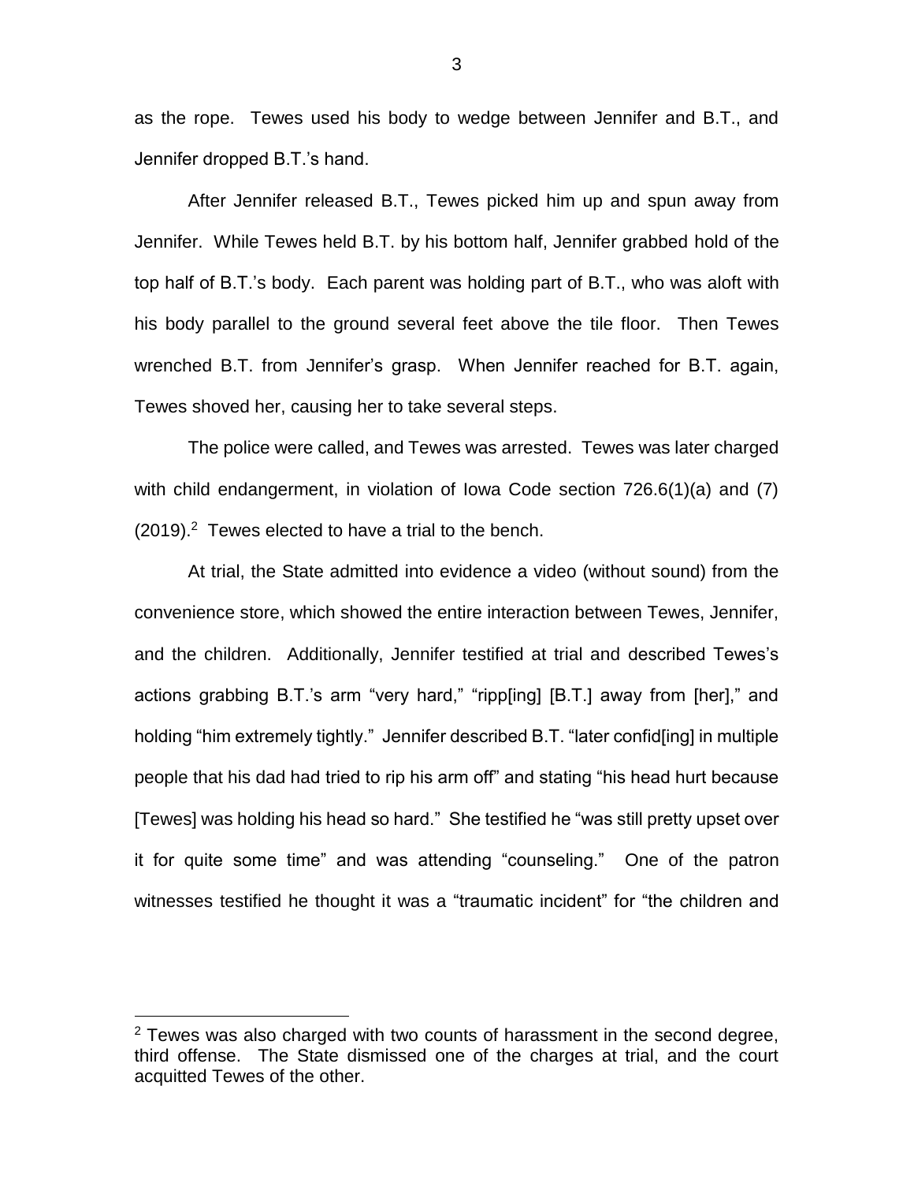as the rope. Tewes used his body to wedge between Jennifer and B.T., and Jennifer dropped B.T.'s hand.

After Jennifer released B.T., Tewes picked him up and spun away from Jennifer. While Tewes held B.T. by his bottom half, Jennifer grabbed hold of the top half of B.T.'s body. Each parent was holding part of B.T., who was aloft with his body parallel to the ground several feet above the tile floor. Then Tewes wrenched B.T. from Jennifer's grasp. When Jennifer reached for B.T. again, Tewes shoved her, causing her to take several steps.

The police were called, and Tewes was arrested. Tewes was later charged with child endangerment, in violation of Iowa Code section 726.6(1)(a) and (7) (2019).[2] Tewes elected to have a trial to the bench.

At trial, the State admitted into evidence a video (without sound) from the convenience store, which showed the entire interaction between Tewes, Jennifer, and the children. Additionally, Jennifer testified at trial and described Tewes's actions grabbing B.T.'s arm "very hard," "ripp[ing] [B.T.] away from [her]," and holding "him extremely tightly." Jennifer described B.T. "later confid[ing] in multiple people that his dad had tried to rip his arm off" and stating "his head hurt because [Tewes] was holding his head so hard." She testified he "was still pretty upset over it for quite some time" and was attending "counseling." One of the patron witnesses testified he thought it was a "traumatic incident" for "the children and

---

[2] Tewes was also charged with two counts of harassment in the second degree, third offense. The State dismissed one of the charges at trial, and the court acquitted Tewes of the other.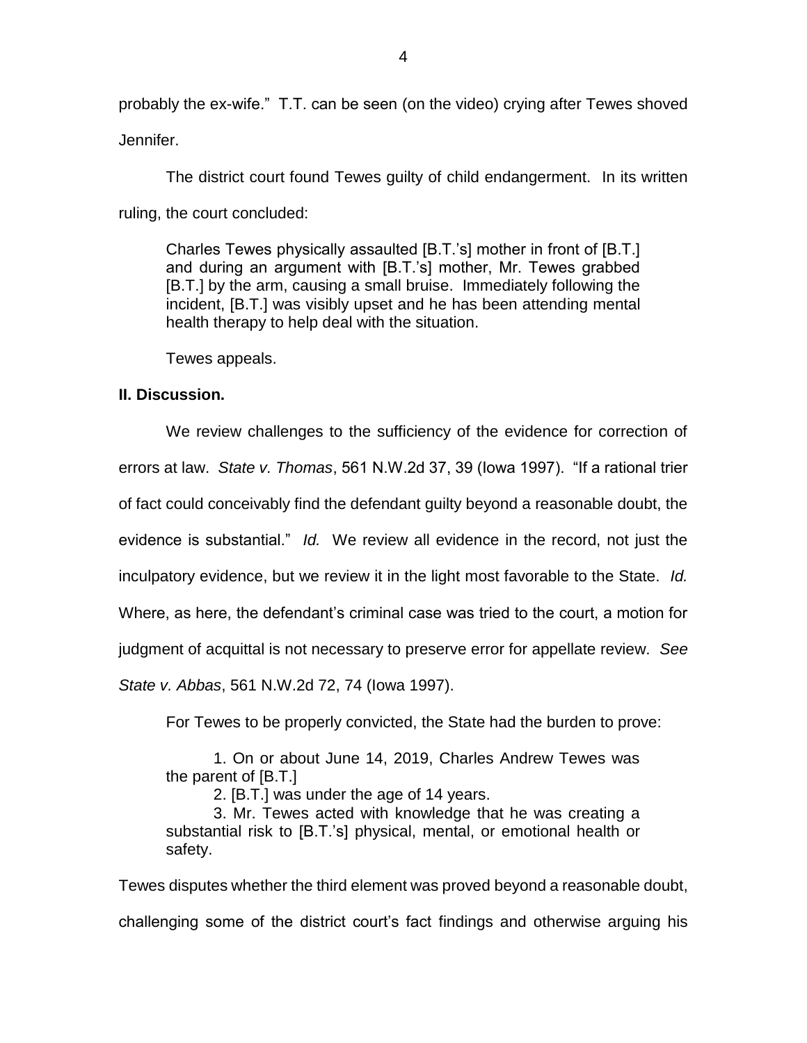probably the ex-wife." T.T. can be seen (on the video) crying after Tewes shoved Jennifer.

The district court found Tewes guilty of child endangerment. In its written ruling, the court concluded:

> Charles Tewes physically assaulted [B.T.'s] mother in front of [B.T.] and during an argument with [B.T.'s] mother, Mr. Tewes grabbed [B.T.] by the arm, causing a small bruise. Immediately following the incident, [B.T.] was visibly upset and he has been attending mental health therapy to help deal with the situation.

Tewes appeals.

## II. Discussion.

We review challenges to the sufficiency of the evidence for correction of errors at law. *State v. Thomas*, 561 N.W.2d 37, 39 (Iowa 1997). "If a rational trier of fact could conceivably find the defendant guilty beyond a reasonable doubt, the evidence is substantial." *Id.* We review all evidence in the record, not just the inculpatory evidence, but we review it in the light most favorable to the State. *Id.* Where, as here, the defendant's criminal case was tried to the court, a motion for judgment of acquittal is not necessary to preserve error for appellate review. *See State v. Abbas*, 561 N.W.2d 72, 74 (Iowa 1997).

For Tewes to be properly convicted, the State had the burden to prove:

> 1. On or about June 14, 2019, Charles Andrew Tewes was the parent of [B.T.]
>
> 2. [B.T.] was under the age of 14 years.
>
> 3. Mr. Tewes acted with knowledge that he was creating a substantial risk to [B.T.'s] physical, mental, or emotional health or safety.

Tewes disputes whether the third element was proved beyond a reasonable doubt, challenging some of the district court's fact findings and otherwise arguing his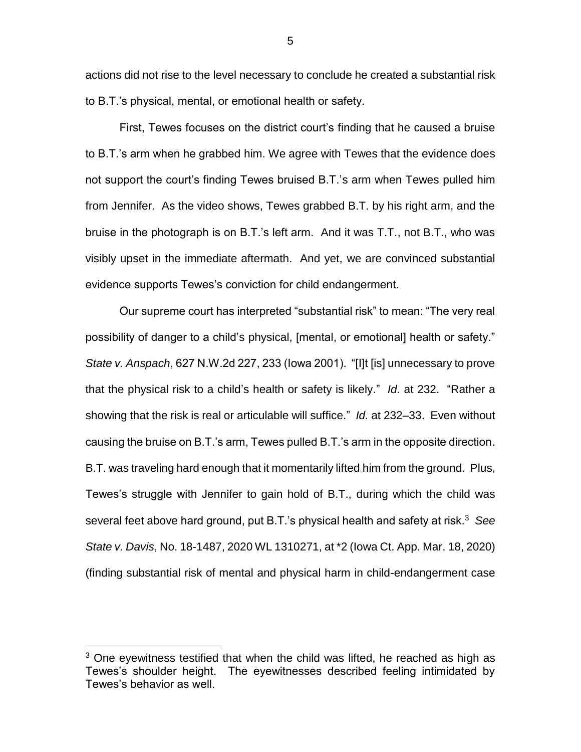actions did not rise to the level necessary to conclude he created a substantial risk to B.T.'s physical, mental, or emotional health or safety.

First, Tewes focuses on the district court's finding that he caused a bruise to B.T.'s arm when he grabbed him. We agree with Tewes that the evidence does not support the court's finding Tewes bruised B.T.'s arm when Tewes pulled him from Jennifer. As the video shows, Tewes grabbed B.T. by his right arm, and the bruise in the photograph is on B.T.'s left arm. And it was T.T., not B.T., who was visibly upset in the immediate aftermath. And yet, we are convinced substantial evidence supports Tewes's conviction for child endangerment.

Our supreme court has interpreted "substantial risk" to mean: "The very real possibility of danger to a child's physical, [mental, or emotional] health or safety." *State v. Anspach*, 627 N.W.2d 227, 233 (Iowa 2001). "[I]t [is] unnecessary to prove that the physical risk to a child's health or safety is likely." *Id.* at 232. "Rather a showing that the risk is real or articulable will suffice." *Id.* at 232–33. Even without causing the bruise on B.T.'s arm, Tewes pulled B.T.'s arm in the opposite direction. B.T. was traveling hard enough that it momentarily lifted him from the ground. Plus, Tewes's struggle with Jennifer to gain hold of B.T., during which the child was several feet above hard ground, put B.T.'s physical health and safety at risk.[3] *See State v. Davis*, No. 18-1487, 2020 WL 1310271, at *2 (Iowa Ct. App. Mar. 18, 2020) (finding substantial risk of mental and physical harm in child-endangerment case

[3] One eyewitness testified that when the child was lifted, he reached as high as Tewes's shoulder height. The eyewitnesses described feeling intimidated by Tewes's behavior as well.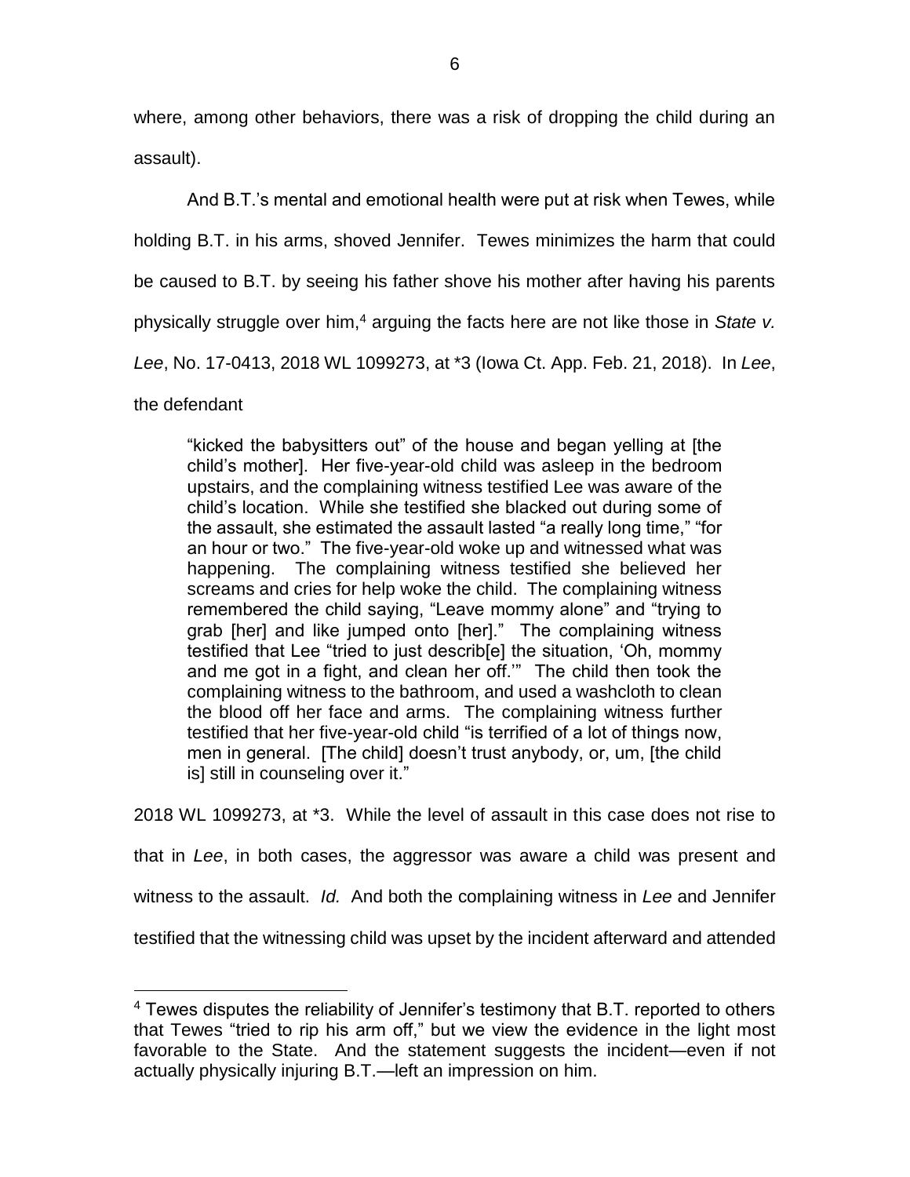where, among other behaviors, there was a risk of dropping the child during an assault).

And B.T.'s mental and emotional health were put at risk when Tewes, while holding B.T. in his arms, shoved Jennifer. Tewes minimizes the harm that could be caused to B.T. by seeing his father shove his mother after having his parents physically struggle over him,[4] arguing the facts here are not like those in *State v. Lee*, No. 17-0413, 2018 WL 1099273, at *3 (Iowa Ct. App. Feb. 21, 2018). In *Lee*, the defendant

> "kicked the babysitters out" of the house and began yelling at [the child's mother]. Her five-year-old child was asleep in the bedroom upstairs, and the complaining witness testified Lee was aware of the child's location. While she testified she blacked out during some of the assault, she estimated the assault lasted "a really long time," "for an hour or two." The five-year-old woke up and witnessed what was happening. The complaining witness testified she believed her screams and cries for help woke the child. The complaining witness remembered the child saying, "Leave mommy alone" and "trying to grab [her] and like jumped onto [her]." The complaining witness testified that Lee "tried to just describ[e] the situation, 'Oh, mommy and me got in a fight, and clean her off.'" The child then took the complaining witness to the bathroom, and used a washcloth to clean the blood off her face and arms. The complaining witness further testified that her five-year-old child "is terrified of a lot of things now, men in general. [The child] doesn't trust anybody, or, um, [the child is] still in counseling over it."

2018 WL 1099273, at *3. While the level of assault in this case does not rise to that in *Lee*, in both cases, the aggressor was aware a child was present and witness to the assault. *Id.* And both the complaining witness in *Lee* and Jennifer testified that the witnessing child was upset by the incident afterward and attended

---

[4] Tewes disputes the reliability of Jennifer's testimony that B.T. reported to others that Tewes "tried to rip his arm off," but we view the evidence in the light most favorable to the State. And the statement suggests the incident—even if not actually physically injuring B.T.—left an impression on him.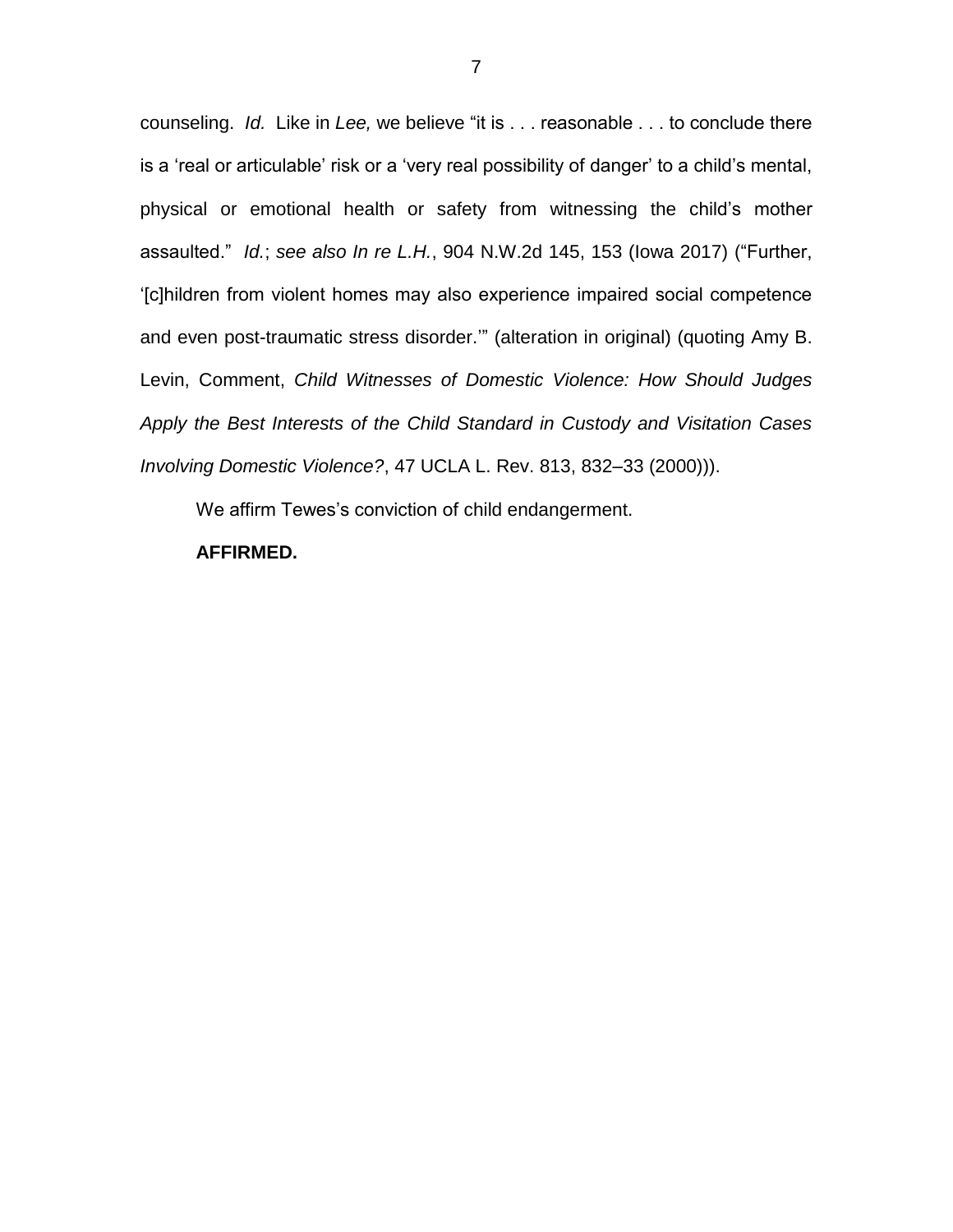counseling. *Id.* Like in *Lee,* we believe "it is . . . reasonable . . . to conclude there is a 'real or articulable' risk or a 'very real possibility of danger' to a child's mental, physical or emotional health or safety from witnessing the child's mother assaulted." *Id.*; *see also In re L.H.*, 904 N.W.2d 145, 153 (Iowa 2017) ("Further, '[c]hildren from violent homes may also experience impaired social competence and even post-traumatic stress disorder.'" (alteration in original) (quoting Amy B. Levin, Comment, *Child Witnesses of Domestic Violence: How Should Judges Apply the Best Interests of the Child Standard in Custody and Visitation Cases Involving Domestic Violence?*, 47 UCLA L. Rev. 813, 832–33 (2000))).

We affirm Tewes's conviction of child endangerment.

**AFFIRMED.**